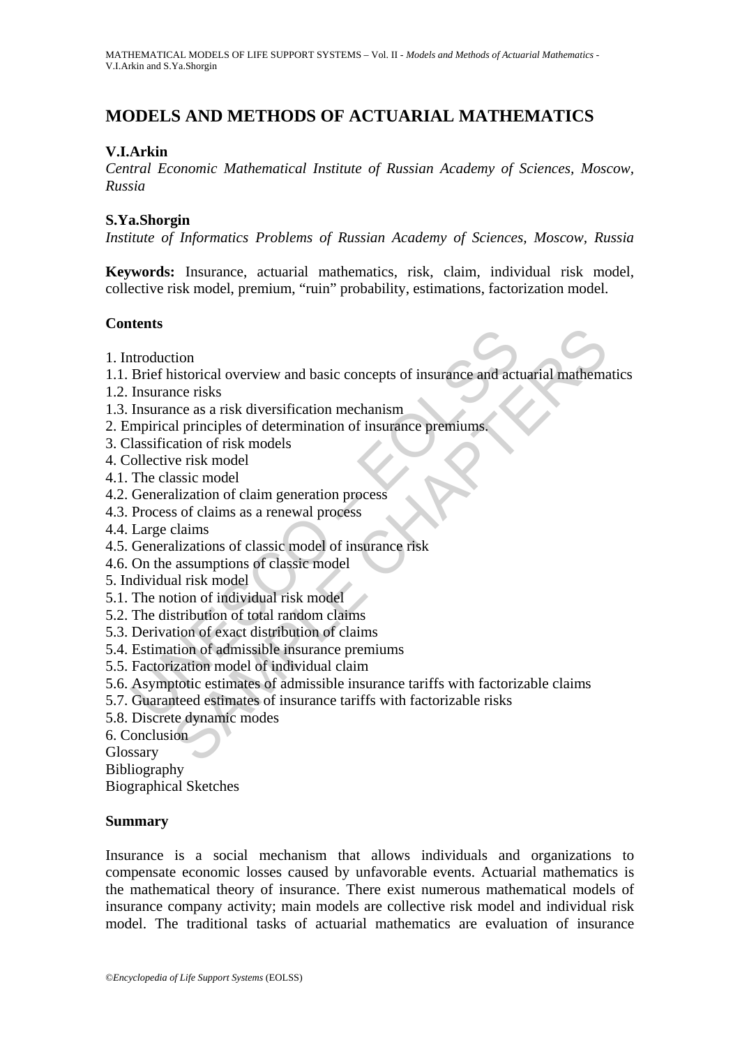# MODELS AND METHODS OF ACTUARIAL MATHEMATICS

**V.I.Arkin**

*Central Economic Mathematical Institute of Russian Academy of Sciences, Moscow, Russia*

**S.Ya.Shorgin**

*Institute of Informatics Problems of Russian Academy of Sciences, Moscow, Russia*

**Keywords:** Insurance, actuarial mathematics, risk, claim, individual risk model, collective risk model, premium, "ruin" probability, estimations, factorization model.

## Contents

1. Introduction
1.1. Brief historical overview and basic concepts of insurance and actuarial mathematics
1.2. Insurance risks
1.3. Insurance as a risk diversification mechanism
2. Empirical principles of determination of insurance premiums.
3. Classification of risk models
4. Collective risk model
4.1. The classic model
4.2. Generalization of claim generation process
4.3. Process of claims as a renewal process
4.4. Large claims
4.5. Generalizations of classic model of insurance risk
4.6. On the assumptions of classic model
5. Individual risk model
5.1. The notion of individual risk model
5.2. The distribution of total random claims
5.3. Derivation of exact distribution of claims
5.4. Estimation of admissible insurance premiums
5.5. Factorization model of individual claim
5.6. Asymptotic estimates of admissible insurance tariffs with factorizable claims
5.7. Guaranteed estimates of insurance tariffs with factorizable risks
5.8. Discrete dynamic modes
6. Conclusion
Glossary
Bibliography
Biographical Sketches

## Summary

Insurance is a social mechanism that allows individuals and organizations to compensate economic losses caused by unfavorable events. Actuarial mathematics is the mathematical theory of insurance. There exist numerous mathematical models of insurance company activity; main models are collective risk model and individual risk model. The traditional tasks of actuarial mathematics are evaluation of insurance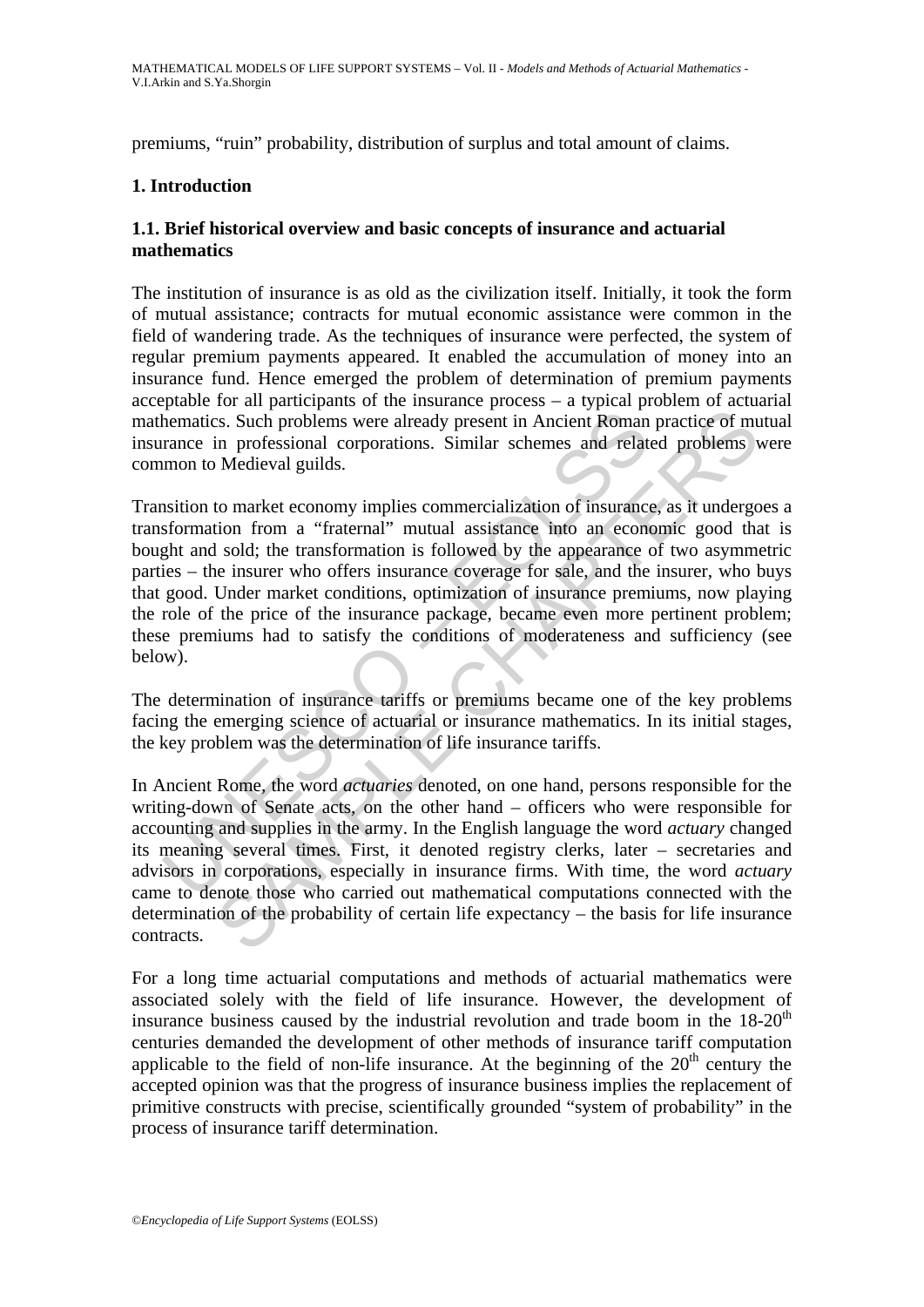premiums, "ruin" probability, distribution of surplus and total amount of claims.

## 1. Introduction

### 1.1. Brief historical overview and basic concepts of insurance and actuarial mathematics

The institution of insurance is as old as the civilization itself. Initially, it took the form of mutual assistance; contracts for mutual economic assistance were common in the field of wandering trade. As the techniques of insurance were perfected, the system of regular premium payments appeared. It enabled the accumulation of money into an insurance fund. Hence emerged the problem of determination of premium payments acceptable for all participants of the insurance process – a typical problem of actuarial mathematics. Such problems were already present in Ancient Roman practice of mutual insurance in professional corporations. Similar schemes and related problems were common to Medieval guilds.

Transition to market economy implies commercialization of insurance, as it undergoes a transformation from a "fraternal" mutual assistance into an economic good that is bought and sold; the transformation is followed by the appearance of two asymmetric parties – the insurer who offers insurance coverage for sale, and the insurer, who buys that good. Under market conditions, optimization of insurance premiums, now playing the role of the price of the insurance package, became even more pertinent problem; these premiums had to satisfy the conditions of moderateness and sufficiency (see below).

The determination of insurance tariffs or premiums became one of the key problems facing the emerging science of actuarial or insurance mathematics. In its initial stages, the key problem was the determination of life insurance tariffs.

In Ancient Rome, the word *actuaries* denoted, on one hand, persons responsible for the writing-down of Senate acts, on the other hand – officers who were responsible for accounting and supplies in the army. In the English language the word *actuary* changed its meaning several times. First, it denoted registry clerks, later – secretaries and advisors in corporations, especially in insurance firms. With time, the word *actuary* came to denote those who carried out mathematical computations connected with the determination of the probability of certain life expectancy – the basis for life insurance contracts.

For a long time actuarial computations and methods of actuarial mathematics were associated solely with the field of life insurance. However, the development of insurance business caused by the industrial revolution and trade boom in the 18-20th centuries demanded the development of other methods of insurance tariff computation applicable to the field of non-life insurance. At the beginning of the 20th century the accepted opinion was that the progress of insurance business implies the replacement of primitive constructs with precise, scientifically grounded "system of probability" in the process of insurance tariff determination.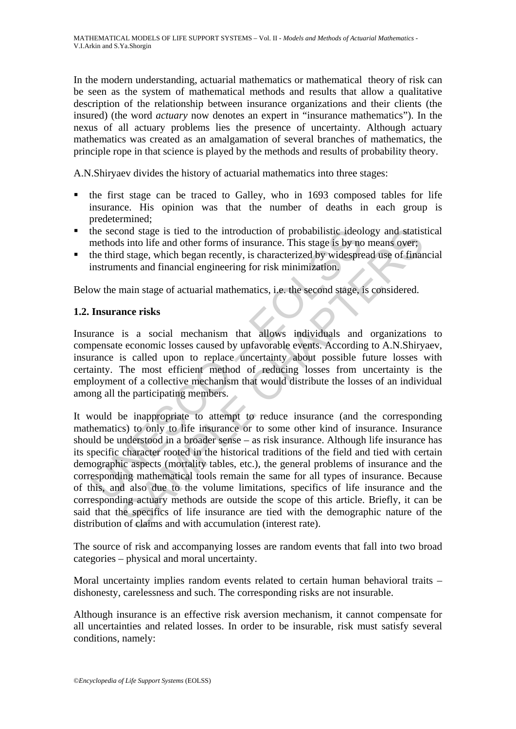In the modern understanding, actuarial mathematics or mathematical theory of risk can be seen as the system of mathematical methods and results that allow a qualitative description of the relationship between insurance organizations and their clients (the insured) (the word *actuary* now denotes an expert in "insurance mathematics"). In the nexus of all actuary problems lies the presence of uncertainty. Although actuary mathematics was created as an amalgamation of several branches of mathematics, the principle rope in that science is played by the methods and results of probability theory.

A.N.Shiryaev divides the history of actuarial mathematics into three stages:

- the first stage can be traced to Galley, who in 1693 composed tables for life insurance. His opinion was that the number of deaths in each group is predetermined;
- the second stage is tied to the introduction of probabilistic ideology and statistical methods into life and other forms of insurance. This stage is by no means over;
- the third stage, which began recently, is characterized by widespread use of financial instruments and financial engineering for risk minimization.

Below the main stage of actuarial mathematics, i.e. the second stage, is considered.

### 1.2. Insurance risks

Insurance is a social mechanism that allows individuals and organizations to compensate economic losses caused by unfavorable events. According to A.N.Shiryaev, insurance is called upon to replace uncertainty about possible future losses with certainty. The most efficient method of reducing losses from uncertainty is the employment of a collective mechanism that would distribute the losses of an individual among all the participating members.

It would be inappropriate to attempt to reduce insurance (and the corresponding mathematics) to only to life insurance or to some other kind of insurance. Insurance should be understood in a broader sense – as risk insurance. Although life insurance has its specific character rooted in the historical traditions of the field and tied with certain demographic aspects (mortality tables, etc.), the general problems of insurance and the corresponding mathematical tools remain the same for all types of insurance. Because of this, and also due to the volume limitations, specifics of life insurance and the corresponding actuary methods are outside the scope of this article. Briefly, it can be said that the specifics of life insurance are tied with the demographic nature of the distribution of claims and with accumulation (interest rate).

The source of risk and accompanying losses are random events that fall into two broad categories – physical and moral uncertainty.

Moral uncertainty implies random events related to certain human behavioral traits – dishonesty, carelessness and such. The corresponding risks are not insurable.

Although insurance is an effective risk aversion mechanism, it cannot compensate for all uncertainties and related losses. In order to be insurable, risk must satisfy several conditions, namely: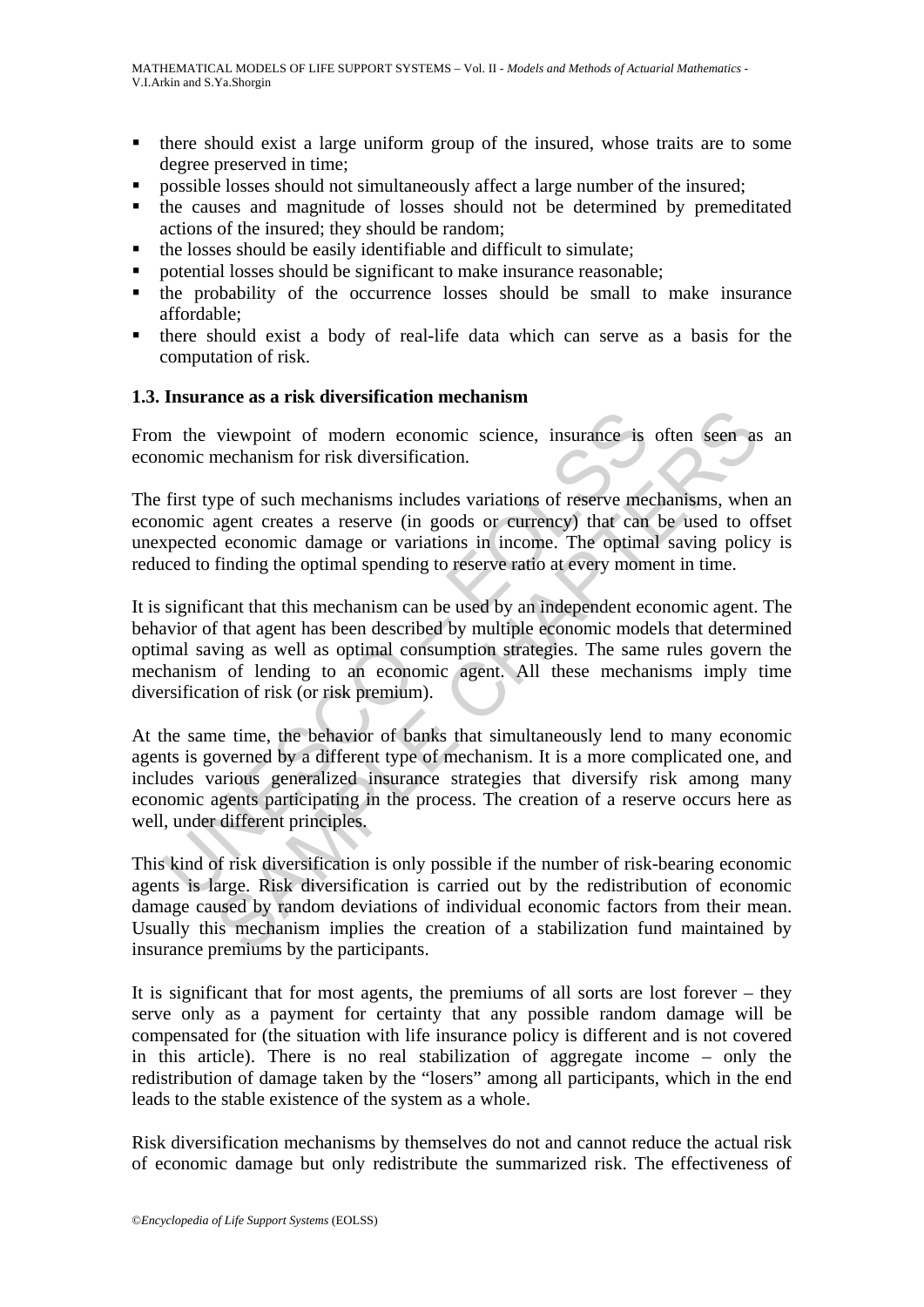- there should exist a large uniform group of the insured, whose traits are to some degree preserved in time;
- possible losses should not simultaneously affect a large number of the insured;
- the causes and magnitude of losses should not be determined by premeditated actions of the insured; they should be random;
- the losses should be easily identifiable and difficult to simulate;
- potential losses should be significant to make insurance reasonable;
- the probability of the occurrence losses should be small to make insurance affordable;
- there should exist a body of real-life data which can serve as a basis for the computation of risk.

### 1.3. Insurance as a risk diversification mechanism

From the viewpoint of modern economic science, insurance is often seen as an economic mechanism for risk diversification.

The first type of such mechanisms includes variations of reserve mechanisms, when an economic agent creates a reserve (in goods or currency) that can be used to offset unexpected economic damage or variations in income. The optimal saving policy is reduced to finding the optimal spending to reserve ratio at every moment in time.

It is significant that this mechanism can be used by an independent economic agent. The behavior of that agent has been described by multiple economic models that determined optimal saving as well as optimal consumption strategies. The same rules govern the mechanism of lending to an economic agent. All these mechanisms imply time diversification of risk (or risk premium).

At the same time, the behavior of banks that simultaneously lend to many economic agents is governed by a different type of mechanism. It is a more complicated one, and includes various generalized insurance strategies that diversify risk among many economic agents participating in the process. The creation of a reserve occurs here as well, under different principles.

This kind of risk diversification is only possible if the number of risk-bearing economic agents is large. Risk diversification is carried out by the redistribution of economic damage caused by random deviations of individual economic factors from their mean. Usually this mechanism implies the creation of a stabilization fund maintained by insurance premiums by the participants.

It is significant that for most agents, the premiums of all sorts are lost forever – they serve only as a payment for certainty that any possible random damage will be compensated for (the situation with life insurance policy is different and is not covered in this article). There is no real stabilization of aggregate income – only the redistribution of damage taken by the "losers" among all participants, which in the end leads to the stable existence of the system as a whole.

Risk diversification mechanisms by themselves do not and cannot reduce the actual risk of economic damage but only redistribute the summarized risk. The effectiveness of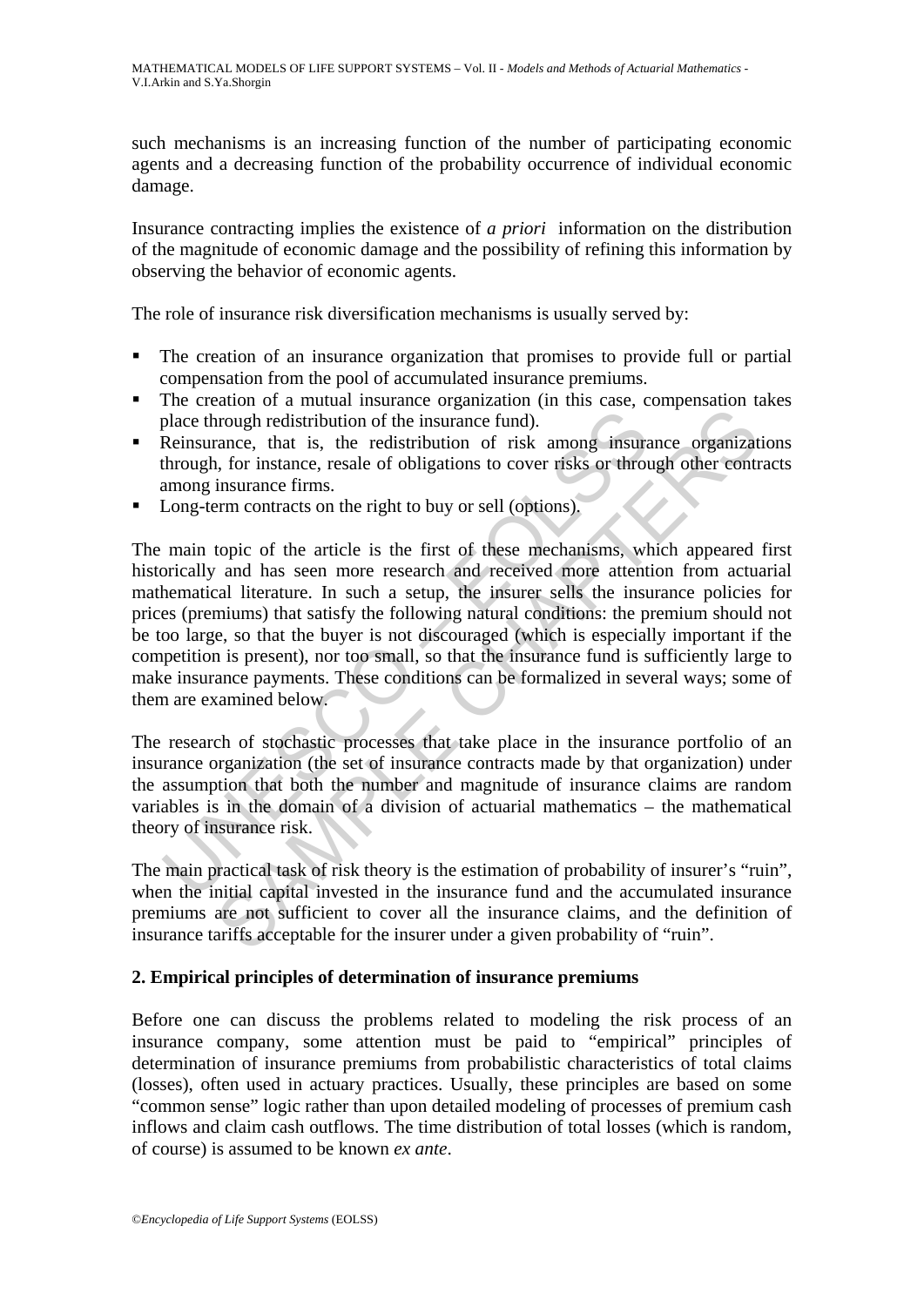such mechanisms is an increasing function of the number of participating economic agents and a decreasing function of the probability occurrence of individual economic damage.

Insurance contracting implies the existence of *a priori* information on the distribution of the magnitude of economic damage and the possibility of refining this information by observing the behavior of economic agents.

The role of insurance risk diversification mechanisms is usually served by:

- The creation of an insurance organization that promises to provide full or partial compensation from the pool of accumulated insurance premiums.
- The creation of a mutual insurance organization (in this case, compensation takes place through redistribution of the insurance fund).
- Reinsurance, that is, the redistribution of risk among insurance organizations through, for instance, resale of obligations to cover risks or through other contracts among insurance firms.
- Long-term contracts on the right to buy or sell (options).

The main topic of the article is the first of these mechanisms, which appeared first historically and has seen more research and received more attention from actuarial mathematical literature. In such a setup, the insurer sells the insurance policies for prices (premiums) that satisfy the following natural conditions: the premium should not be too large, so that the buyer is not discouraged (which is especially important if the competition is present), nor too small, so that the insurance fund is sufficiently large to make insurance payments. These conditions can be formalized in several ways; some of them are examined below.

The research of stochastic processes that take place in the insurance portfolio of an insurance organization (the set of insurance contracts made by that organization) under the assumption that both the number and magnitude of insurance claims are random variables is in the domain of a division of actuarial mathematics – the mathematical theory of insurance risk.

The main practical task of risk theory is the estimation of probability of insurer's "ruin", when the initial capital invested in the insurance fund and the accumulated insurance premiums are not sufficient to cover all the insurance claims, and the definition of insurance tariffs acceptable for the insurer under a given probability of "ruin".

## 2. Empirical principles of determination of insurance premiums

Before one can discuss the problems related to modeling the risk process of an insurance company, some attention must be paid to "empirical" principles of determination of insurance premiums from probabilistic characteristics of total claims (losses), often used in actuary practices. Usually, these principles are based on some "common sense" logic rather than upon detailed modeling of processes of premium cash inflows and claim cash outflows. The time distribution of total losses (which is random, of course) is assumed to be known *ex ante*.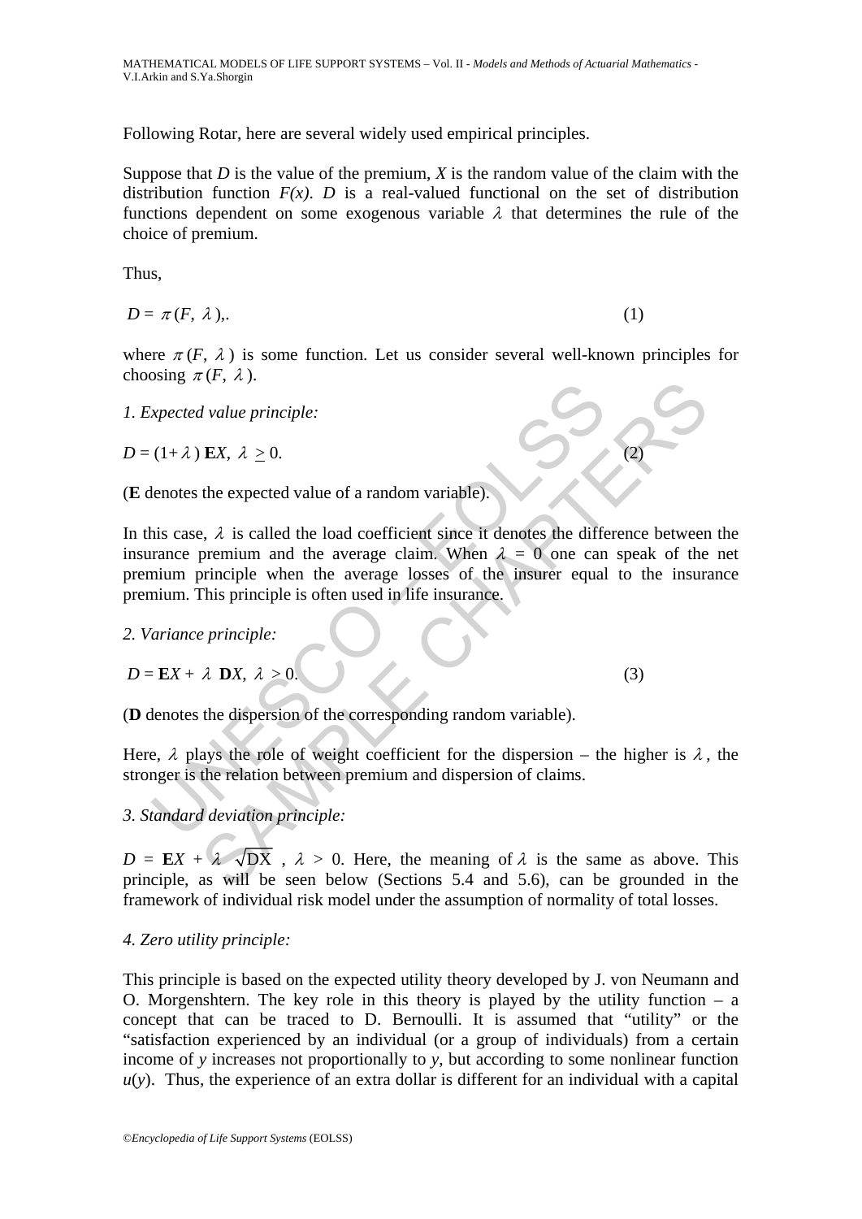Following Rotar, here are several widely used empirical principles.

Suppose that $D$ is the value of the premium, $X$ is the random value of the claim with the distribution function $F(x)$. $D$ is a real-valued functional on the set of distribution functions dependent on some exogenous variable $\lambda$ that determines the rule of the choice of premium.

Thus,

$$D = \pi(F, \lambda),. \quad (1)$$

where $\pi(F, \lambda)$ is some function. Let us consider several well-known principles for choosing $\pi(F, \lambda)$.

*1. Expected value principle:*

$$D = (1+\lambda)\, \mathbf{E}X, \ \lambda \geq 0. \quad (2)$$

($\mathbf{E}$ denotes the expected value of a random variable).

In this case, $\lambda$ is called the load coefficient since it denotes the difference between the insurance premium and the average claim. When $\lambda = 0$ one can speak of the net premium principle when the average losses of the insurer equal to the insurance premium. This principle is often used in life insurance.

*2. Variance principle:*

$$D = \mathbf{E}X + \lambda\ \mathbf{D}X, \ \lambda > 0. \quad (3)$$

($\mathbf{D}$ denotes the dispersion of the corresponding random variable).

Here, $\lambda$ plays the role of weight coefficient for the dispersion – the higher is $\lambda$, the stronger is the relation between premium and dispersion of claims.

*3. Standard deviation principle:*

$D = \mathbf{E}X + \lambda\ \sqrt{\mathrm{DX}}$, $\lambda > 0$. Here, the meaning of $\lambda$ is the same as above. This principle, as will be seen below (Sections 5.4 and 5.6), can be grounded in the framework of individual risk model under the assumption of normality of total losses.

*4. Zero utility principle:*

This principle is based on the expected utility theory developed by J. von Neumann and O. Morgenshtern. The key role in this theory is played by the utility function – a concept that can be traced to D. Bernoulli. It is assumed that "utility" or the "satisfaction experienced by an individual (or a group of individuals) from a certain income of $y$ increases not proportionally to $y$, but according to some nonlinear function $u(y)$. Thus, the experience of an extra dollar is different for an individual with a capital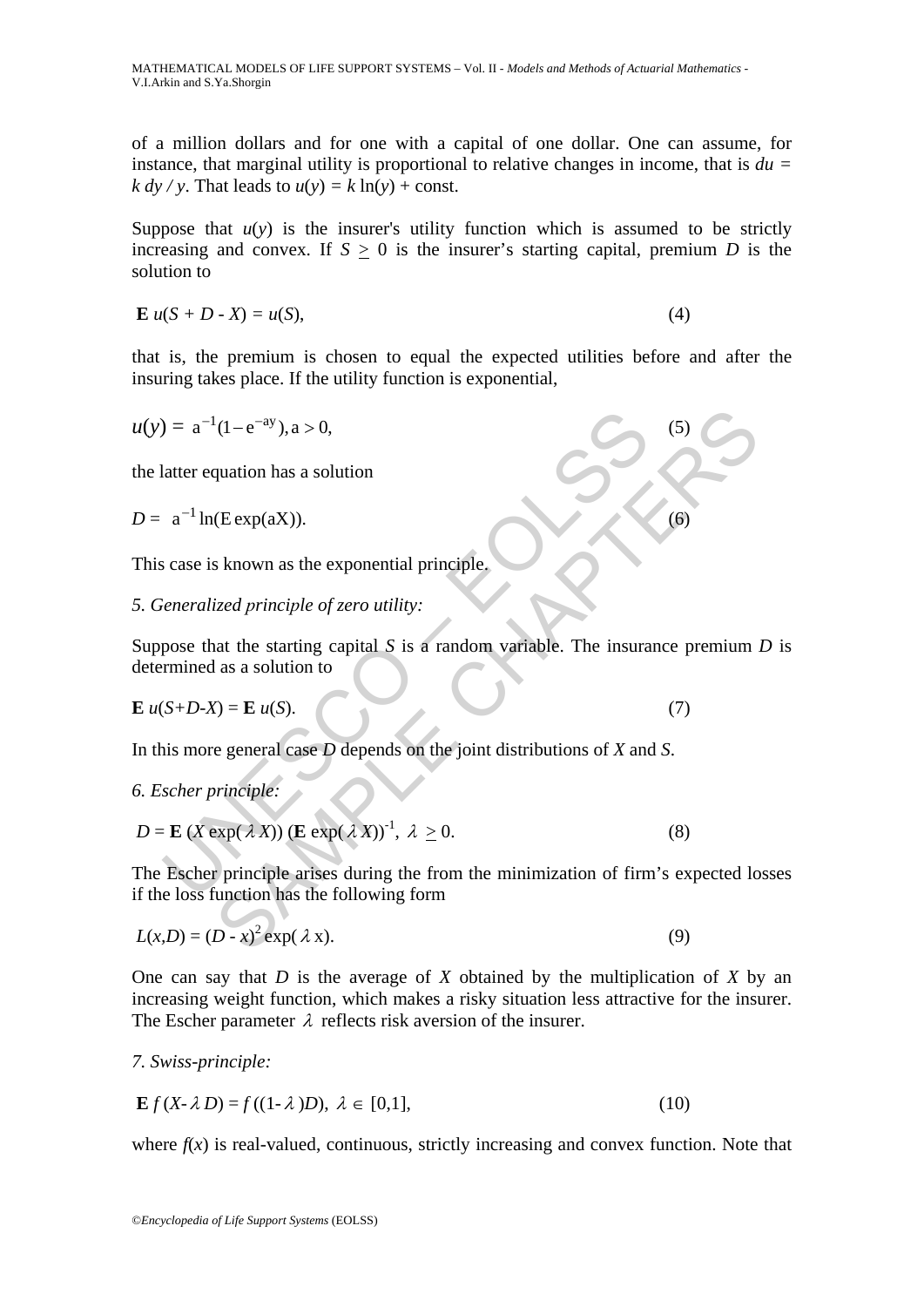of a million dollars and for one with a capital of one dollar. One can assume, for instance, that marginal utility is proportional to relative changes in income, that is $du = k\, dy / y$. That leads to $u(y) = k \ln(y) + \text{const}$.

Suppose that $u(y)$ is the insurer's utility function which is assumed to be strictly increasing and convex. If $S \geq 0$ is the insurer's starting capital, premium $D$ is the solution to

$$\mathbf{E}\, u(S + D - X) = u(S), \tag{4}$$

that is, the premium is chosen to equal the expected utilities before and after the insuring takes place. If the utility function is exponential,

$$u(y) = a^{-1}(1 - e^{-ay}), a > 0, \tag{5}$$

the latter equation has a solution

$$D = a^{-1} \ln(\mathrm{E} \exp(aX)). \tag{6}$$

This case is known as the exponential principle.

*5. Generalized principle of zero utility:*

Suppose that the starting capital $S$ is a random variable. The insurance premium $D$ is determined as a solution to

$$\mathbf{E}\, u(S+D-X) = \mathbf{E}\, u(S). \tag{7}$$

In this more general case $D$ depends on the joint distributions of $X$ and $S$.

*6. Escher principle:*

$$D = \mathbf{E}\,(X \exp(\lambda X))\,(\mathbf{E} \exp(\lambda X))^{-1},\ \lambda \geq 0. \tag{8}$$

The Escher principle arises during the from the minimization of firm's expected losses if the loss function has the following form

$$L(x,D) = (D - x)^2 \exp(\lambda x). \tag{9}$$

One can say that $D$ is the average of $X$ obtained by the multiplication of $X$ by an increasing weight function, which makes a risky situation less attractive for the insurer. The Escher parameter $\lambda$ reflects risk aversion of the insurer.

*7. Swiss-principle:*

$$\mathbf{E}\, f(X - \lambda D) = f((1-\lambda)D),\ \lambda \in [0,1], \tag{10}$$

where $f(x)$ is real-valued, continuous, strictly increasing and convex function. Note that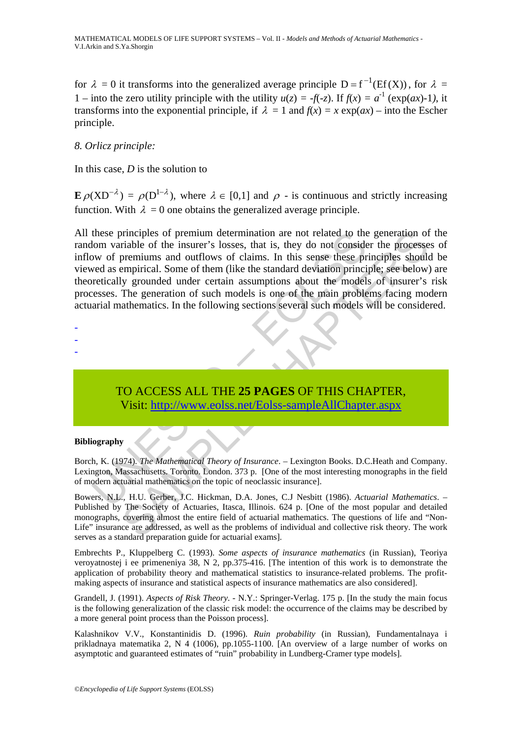for $\lambda = 0$ it transforms into the generalized average principle $D = f^{-1}(Ef(X))$, for $\lambda = 1$ – into the zero utility principle with the utility $u(z) = -f(-z)$. If $f(x) = a^{-1}(\exp(ax)-1)$, it transforms into the exponential principle, if $\lambda = 1$ and $f(x) = x\exp(ax)$ – into the Escher principle.

*8. Orlicz principle:*

In this case, $D$ is the solution to

$\mathbf{E}\,\rho(XD^{-\lambda}) = \rho(D^{1-\lambda})$, where $\lambda \in [0,1]$ and $\rho$ - is continuous and strictly increasing function. With $\lambda = 0$ one obtains the generalized average principle.

All these principles of premium determination are not related to the generation of the random variable of the insurer's losses, that is, they do not consider the processes of inflow of premiums and outflows of claims. In this sense these principles should be viewed as empirical. Some of them (like the standard deviation principle; see below) are theoretically grounded under certain assumptions about the models of insurer's risk processes. The generation of such models is one of the main problems facing modern actuarial mathematics. In the following sections several such models will be considered.

-
-
-

TO ACCESS ALL THE **25 PAGES** OF THIS CHAPTER,
Visit: http://www.eolss.net/Eolss-sampleAllChapter.aspx

**Bibliography**

Borch, K. (1974). *The Mathematical Theory of Insurance*. – Lexington Books. D.C.Heath and Company. Lexington, Massachusetts. Toronto. London. 373 p. [One of the most interesting monographs in the field of modern actuarial mathematics on the topic of neoclassic insurance].

Bowers, N.L., H.U. Gerber, J.C. Hickman, D.A. Jones, C.J Nesbitt (1986). *Actuarial Mathematics*. – Published by The Society of Actuaries, Itasca, Illinois. 624 p. [One of the most popular and detailed monographs, covering almost the entire field of actuarial mathematics. The questions of life and "Non-Life" insurance are addressed, as well as the problems of individual and collective risk theory. The work serves as a standard preparation guide for actuarial exams].

Embrechts P., Kluppelberg C. (1993). *Some aspects of insurance mathematics* (in Russian), Teoriya veroyatnostej i ee primeneniya 38, N 2, pp.375-416. [The intention of this work is to demonstrate the application of probability theory and mathematical statistics to insurance-related problems. The profit-making aspects of insurance and statistical aspects of insurance mathematics are also considered].

Grandell, J. (1991). *Aspects of Risk Theory*. - N.Y.: Springer-Verlag. 175 p. [In the study the main focus is the following generalization of the classic risk model: the occurrence of the claims may be described by a more general point process than the Poisson process].

Kalashnikov V.V., Konstantinidis D. (1996). *Ruin probability* (in Russian), Fundamentalnaya i prikladnaya matematika 2, N 4 (1006), pp.1055-1100. [An overview of a large number of works on asymptotic and guaranteed estimates of "ruin" probability in Lundberg-Cramer type models].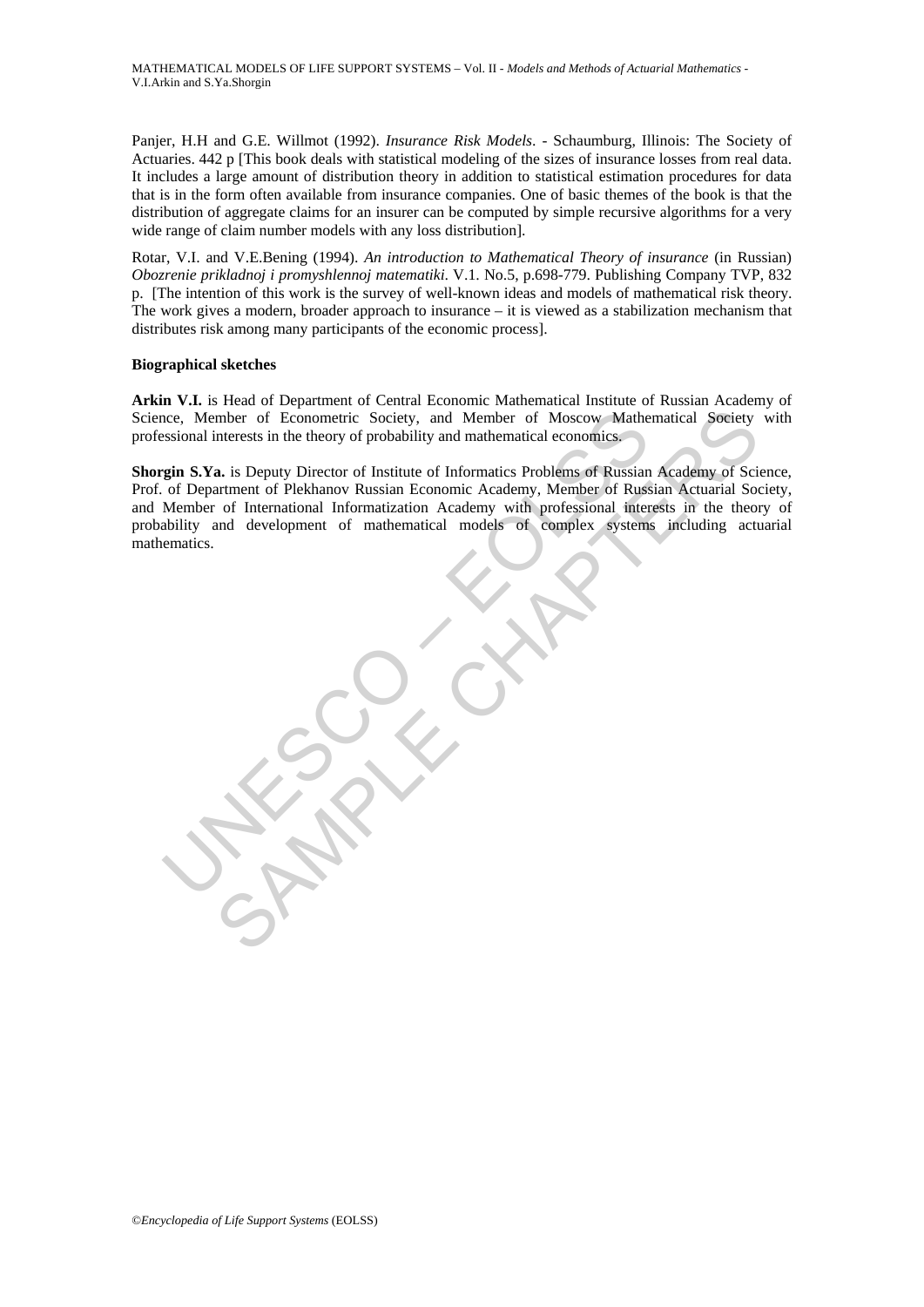Panjer, H.H and G.E. Willmot (1992). *Insurance Risk Models*. - Schaumburg, Illinois: The Society of Actuaries. 442 p [This book deals with statistical modeling of the sizes of insurance losses from real data. It includes a large amount of distribution theory in addition to statistical estimation procedures for data that is in the form often available from insurance companies. One of basic themes of the book is that the distribution of aggregate claims for an insurer can be computed by simple recursive algorithms for a very wide range of claim number models with any loss distribution].

Rotar, V.I. and V.E.Bening (1994). *An introduction to Mathematical Theory of insurance* (in Russian) *Obozrenie prikladnoj i promyshlennoj matematiki*. V.1. No.5, p.698-779. Publishing Company TVP, 832 p. [The intention of this work is the survey of well-known ideas and models of mathematical risk theory. The work gives a modern, broader approach to insurance – it is viewed as a stabilization mechanism that distributes risk among many participants of the economic process].

**Biographical sketches**

**Arkin V.I.** is Head of Department of Central Economic Mathematical Institute of Russian Academy of Science, Member of Econometric Society, and Member of Moscow Mathematical Society with professional interests in the theory of probability and mathematical economics.

**Shorgin S.Ya.** is Deputy Director of Institute of Informatics Problems of Russian Academy of Science, Prof. of Department of Plekhanov Russian Economic Academy, Member of Russian Actuarial Society, and Member of International Informatization Academy with professional interests in the theory of probability and development of mathematical models of complex systems including actuarial mathematics.